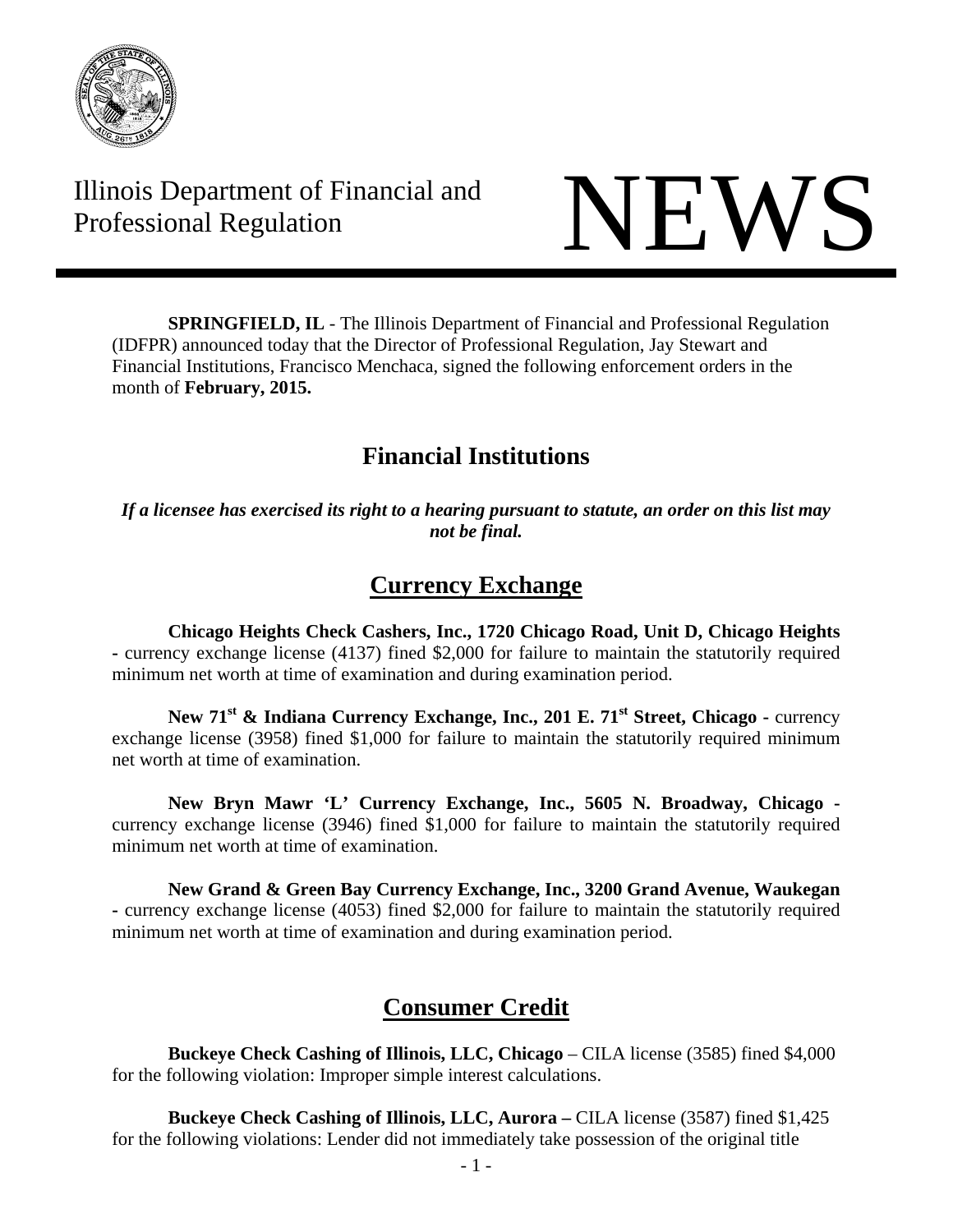Illinois Department of Financial and Professional Regulation

# NEWS

**SPRINGFIELD, IL** - The Illinois Department of Financial and Professional Regulation (IDFPR) announced today that the Director of Professional Regulation, Jay Stewart and Financial Institutions, Francisco Menchaca, signed the following enforcement orders in the month of **February, 2015.**

## Financial Institutions

***If a licensee has exercised its right to a hearing pursuant to statute, an order on this list may not be final.***

## Currency Exchange

**Chicago Heights Check Cashers, Inc., 1720 Chicago Road, Unit D, Chicago Heights** - currency exchange license (4137) fined $2,000 for failure to maintain the statutorily required minimum net worth at time of examination and during examination period.

**New 71st & Indiana Currency Exchange, Inc., 201 E. 71st Street, Chicago -** currency exchange license (3958) fined $1,000 for failure to maintain the statutorily required minimum net worth at time of examination.

**New Bryn Mawr 'L' Currency Exchange, Inc., 5605 N. Broadway, Chicago** - currency exchange license (3946) fined $1,000 for failure to maintain the statutorily required minimum net worth at time of examination.

**New Grand & Green Bay Currency Exchange, Inc., 3200 Grand Avenue, Waukegan** - currency exchange license (4053) fined $2,000 for failure to maintain the statutorily required minimum net worth at time of examination and during examination period.

## Consumer Credit

**Buckeye Check Cashing of Illinois, LLC, Chicago** – CILA license (3585) fined $4,000 for the following violation: Improper simple interest calculations.

**Buckeye Check Cashing of Illinois, LLC, Aurora –** CILA license (3587) fined $1,425 for the following violations: Lender did not immediately take possession of the original title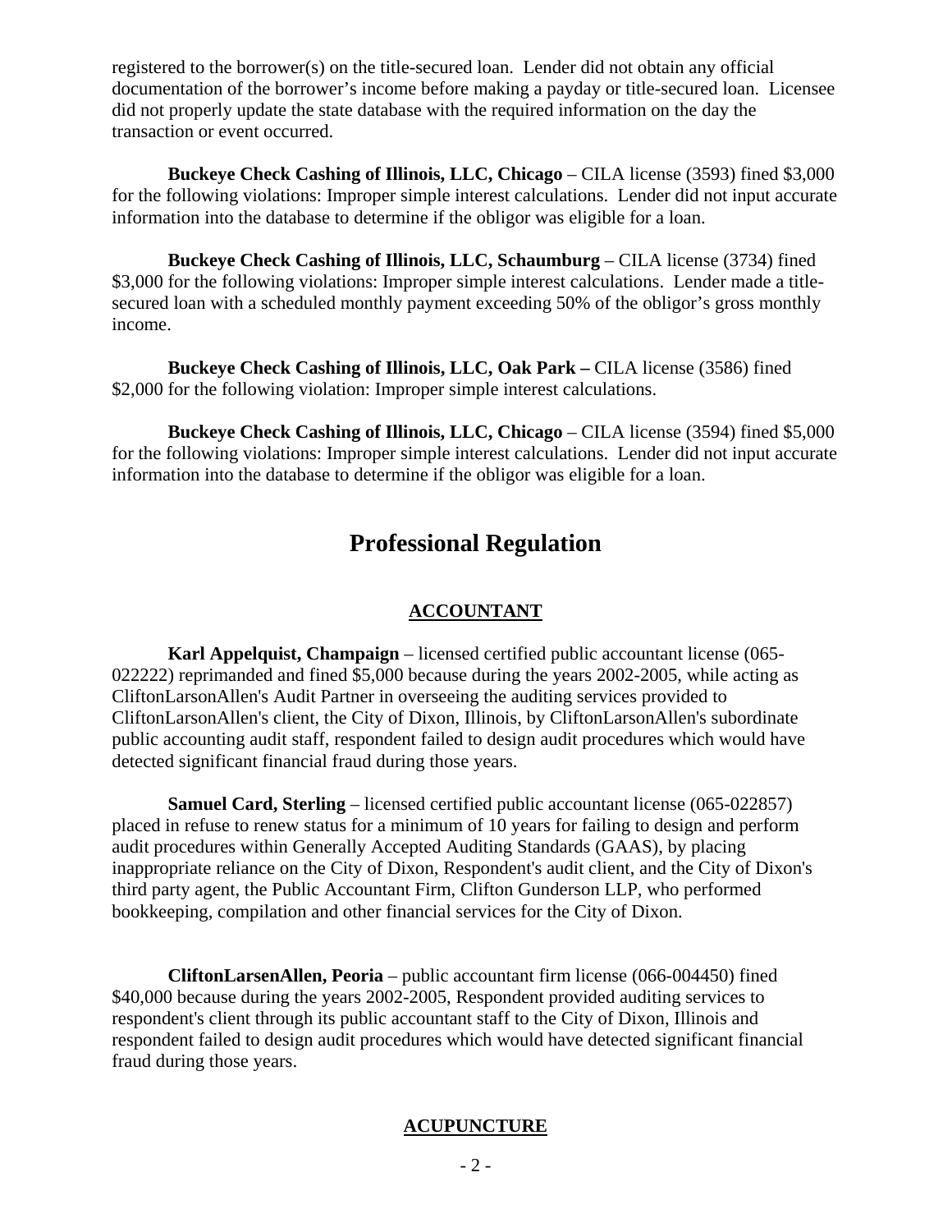registered to the borrower(s) on the title-secured loan. Lender did not obtain any official documentation of the borrower's income before making a payday or title-secured loan. Licensee did not properly update the state database with the required information on the day the transaction or event occurred.

**Buckeye Check Cashing of Illinois, LLC, Chicago** – CILA license (3593) fined $3,000 for the following violations: Improper simple interest calculations. Lender did not input accurate information into the database to determine if the obligor was eligible for a loan.

**Buckeye Check Cashing of Illinois, LLC, Schaumburg** – CILA license (3734) fined $3,000 for the following violations: Improper simple interest calculations. Lender made a title-secured loan with a scheduled monthly payment exceeding 50% of the obligor's gross monthly income.

**Buckeye Check Cashing of Illinois, LLC, Oak Park –** CILA license (3586) fined $2,000 for the following violation: Improper simple interest calculations.

**Buckeye Check Cashing of Illinois, LLC, Chicago** – CILA license (3594) fined $5,000 for the following violations: Improper simple interest calculations. Lender did not input accurate information into the database to determine if the obligor was eligible for a loan.

# Professional Regulation

## ACCOUNTANT

**Karl Appelquist, Champaign** – licensed certified public accountant license (065-022222) reprimanded and fined $5,000 because during the years 2002-2005, while acting as CliftonLarsonAllen's Audit Partner in overseeing the auditing services provided to CliftonLarsonAllen's client, the City of Dixon, Illinois, by CliftonLarsonAllen's subordinate public accounting audit staff, respondent failed to design audit procedures which would have detected significant financial fraud during those years.

**Samuel Card, Sterling** – licensed certified public accountant license (065-022857) placed in refuse to renew status for a minimum of 10 years for failing to design and perform audit procedures within Generally Accepted Auditing Standards (GAAS), by placing inappropriate reliance on the City of Dixon, Respondent's audit client, and the City of Dixon's third party agent, the Public Accountant Firm, Clifton Gunderson LLP, who performed bookkeeping, compilation and other financial services for the City of Dixon.

**CliftonLarsenAllen, Peoria** – public accountant firm license (066-004450) fined $40,000 because during the years 2002-2005, Respondent provided auditing services to respondent's client through its public accountant staff to the City of Dixon, Illinois and respondent failed to design audit procedures which would have detected significant financial fraud during those years.

## ACUPUNCTURE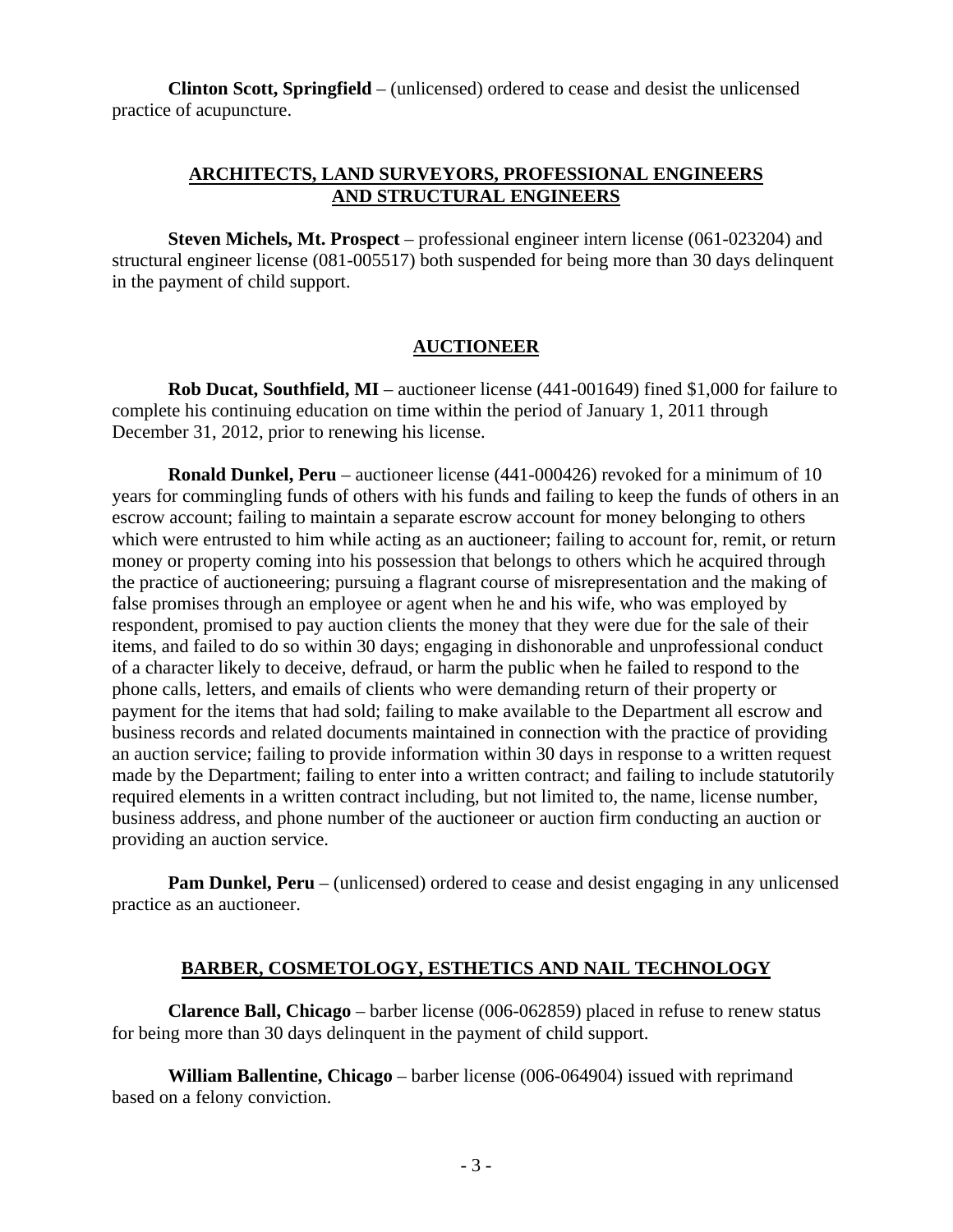**Clinton Scott, Springfield** – (unlicensed) ordered to cease and desist the unlicensed practice of acupuncture.

## ARCHITECTS, LAND SURVEYORS, PROFESSIONAL ENGINEERS AND STRUCTURAL ENGINEERS

**Steven Michels, Mt. Prospect** – professional engineer intern license (061-023204) and structural engineer license (081-005517) both suspended for being more than 30 days delinquent in the payment of child support.

## AUCTIONEER

**Rob Ducat, Southfield, MI** – auctioneer license (441-001649) fined $1,000 for failure to complete his continuing education on time within the period of January 1, 2011 through December 31, 2012, prior to renewing his license.

**Ronald Dunkel, Peru** – auctioneer license (441-000426) revoked for a minimum of 10 years for commingling funds of others with his funds and failing to keep the funds of others in an escrow account; failing to maintain a separate escrow account for money belonging to others which were entrusted to him while acting as an auctioneer; failing to account for, remit, or return money or property coming into his possession that belongs to others which he acquired through the practice of auctioneering; pursuing a flagrant course of misrepresentation and the making of false promises through an employee or agent when he and his wife, who was employed by respondent, promised to pay auction clients the money that they were due for the sale of their items, and failed to do so within 30 days; engaging in dishonorable and unprofessional conduct of a character likely to deceive, defraud, or harm the public when he failed to respond to the phone calls, letters, and emails of clients who were demanding return of their property or payment for the items that had sold; failing to make available to the Department all escrow and business records and related documents maintained in connection with the practice of providing an auction service; failing to provide information within 30 days in response to a written request made by the Department; failing to enter into a written contract; and failing to include statutorily required elements in a written contract including, but not limited to, the name, license number, business address, and phone number of the auctioneer or auction firm conducting an auction or providing an auction service.

**Pam Dunkel, Peru** – (unlicensed) ordered to cease and desist engaging in any unlicensed practice as an auctioneer.

## BARBER, COSMETOLOGY, ESTHETICS AND NAIL TECHNOLOGY

**Clarence Ball, Chicago** – barber license (006-062859) placed in refuse to renew status for being more than 30 days delinquent in the payment of child support.

**William Ballentine, Chicago** – barber license (006-064904) issued with reprimand based on a felony conviction.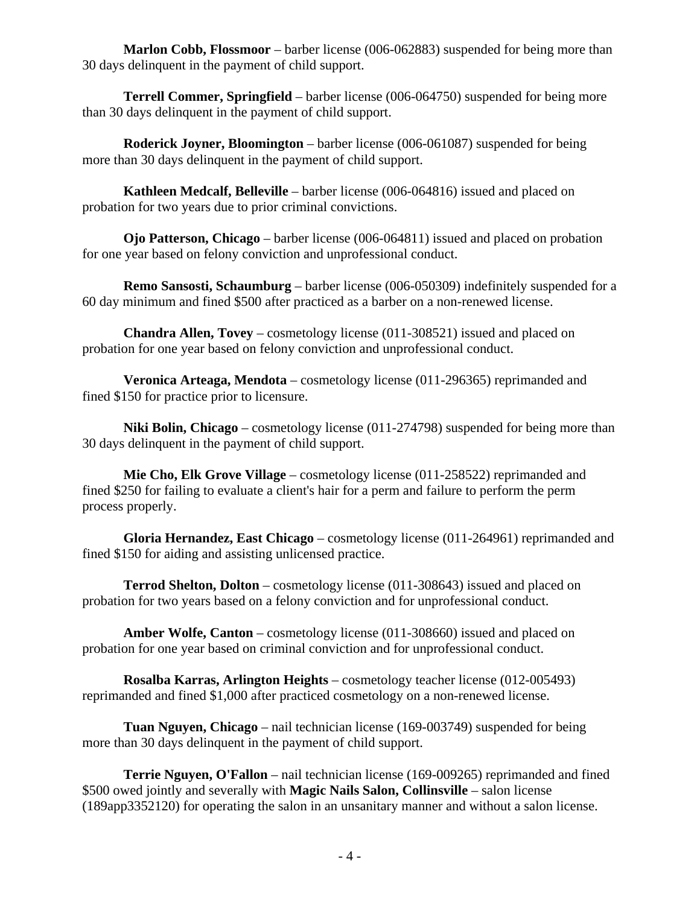**Marlon Cobb, Flossmoor** – barber license (006-062883) suspended for being more than 30 days delinquent in the payment of child support.

**Terrell Commer, Springfield** – barber license (006-064750) suspended for being more than 30 days delinquent in the payment of child support.

**Roderick Joyner, Bloomington** – barber license (006-061087) suspended for being more than 30 days delinquent in the payment of child support.

**Kathleen Medcalf, Belleville** – barber license (006-064816) issued and placed on probation for two years due to prior criminal convictions.

**Ojo Patterson, Chicago** – barber license (006-064811) issued and placed on probation for one year based on felony conviction and unprofessional conduct.

**Remo Sansosti, Schaumburg** – barber license (006-050309) indefinitely suspended for a 60 day minimum and fined $500 after practiced as a barber on a non-renewed license.

**Chandra Allen, Tovey** – cosmetology license (011-308521) issued and placed on probation for one year based on felony conviction and unprofessional conduct.

**Veronica Arteaga, Mendota** – cosmetology license (011-296365) reprimanded and fined $150 for practice prior to licensure.

**Niki Bolin, Chicago** – cosmetology license (011-274798) suspended for being more than 30 days delinquent in the payment of child support.

**Mie Cho, Elk Grove Village** – cosmetology license (011-258522) reprimanded and fined $250 for failing to evaluate a client's hair for a perm and failure to perform the perm process properly.

**Gloria Hernandez, East Chicago** – cosmetology license (011-264961) reprimanded and fined $150 for aiding and assisting unlicensed practice.

**Terrod Shelton, Dolton** – cosmetology license (011-308643) issued and placed on probation for two years based on a felony conviction and for unprofessional conduct.

**Amber Wolfe, Canton** – cosmetology license (011-308660) issued and placed on probation for one year based on criminal conviction and for unprofessional conduct.

**Rosalba Karras, Arlington Heights** – cosmetology teacher license (012-005493) reprimanded and fined $1,000 after practiced cosmetology on a non-renewed license.

**Tuan Nguyen, Chicago** – nail technician license (169-003749) suspended for being more than 30 days delinquent in the payment of child support.

**Terrie Nguyen, O'Fallon** – nail technician license (169-009265) reprimanded and fined $500 owed jointly and severally with **Magic Nails Salon, Collinsville** – salon license (189app3352120) for operating the salon in an unsanitary manner and without a salon license.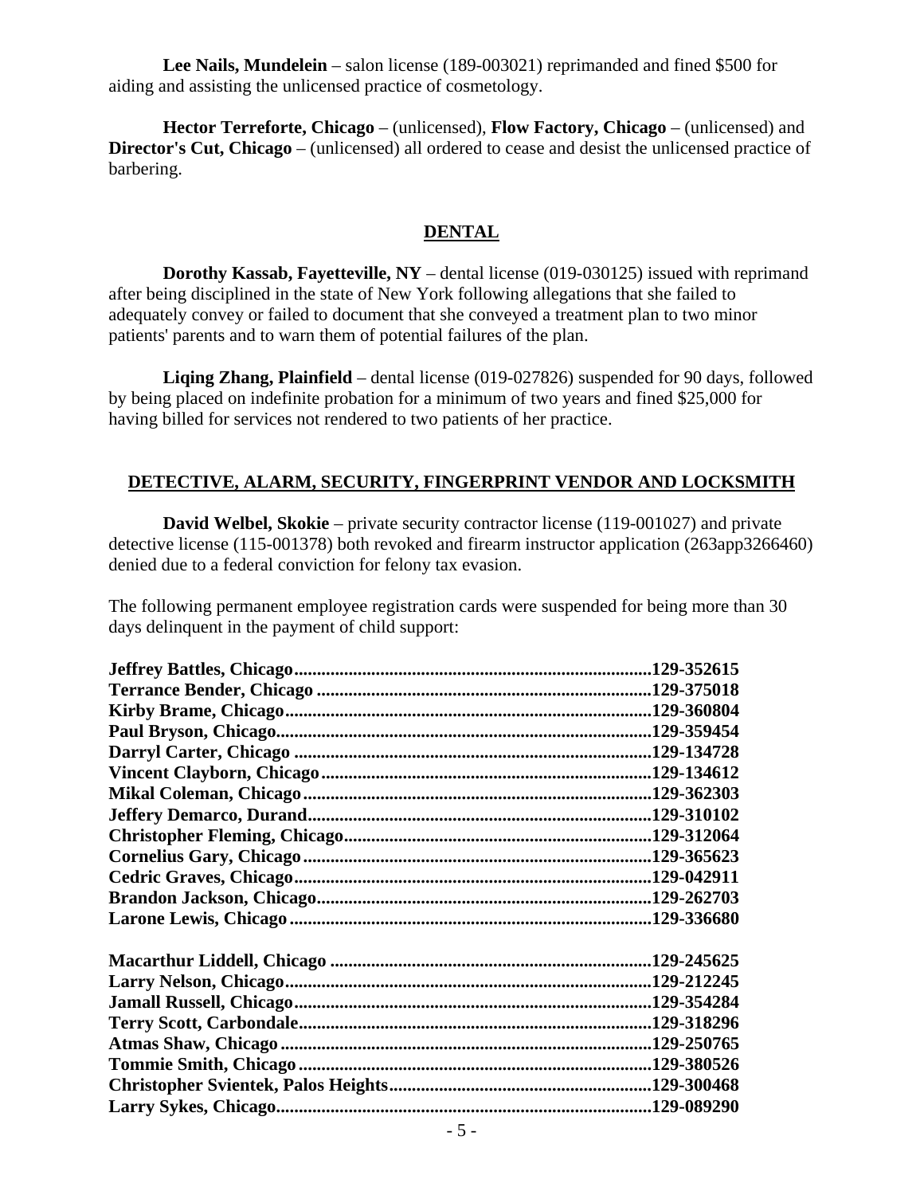**Lee Nails, Mundelein** – salon license (189-003021) reprimanded and fined $500 for aiding and assisting the unlicensed practice of cosmetology.

**Hector Terreforte, Chicago** – (unlicensed), **Flow Factory, Chicago** – (unlicensed) and **Director's Cut, Chicago** – (unlicensed) all ordered to cease and desist the unlicensed practice of barbering.

## DENTAL

**Dorothy Kassab, Fayetteville, NY** – dental license (019-030125) issued with reprimand after being disciplined in the state of New York following allegations that she failed to adequately convey or failed to document that she conveyed a treatment plan to two minor patients' parents and to warn them of potential failures of the plan.

**Liqing Zhang, Plainfield** – dental license (019-027826) suspended for 90 days, followed by being placed on indefinite probation for a minimum of two years and fined $25,000 for having billed for services not rendered to two patients of her practice.

## DETECTIVE, ALARM, SECURITY, FINGERPRINT VENDOR AND LOCKSMITH

**David Welbel, Skokie** – private security contractor license (119-001027) and private detective license (115-001378) both revoked and firearm instructor application (263app3266460) denied due to a federal conviction for felony tax evasion.

The following permanent employee registration cards were suspended for being more than 30 days delinquent in the payment of child support:

**Jeffrey Battles, Chicago....................129-352615**
**Terrance Bender, Chicago....................129-375018**
**Kirby Brame, Chicago....................129-360804**
**Paul Bryson, Chicago....................129-359454**
**Darryl Carter, Chicago....................129-134728**
**Vincent Clayborn, Chicago....................129-134612**
**Mikal Coleman, Chicago....................129-362303**
**Jeffery Demarco, Durand....................129-310102**
**Christopher Fleming, Chicago....................129-312064**
**Cornelius Gary, Chicago....................129-365623**
**Cedric Graves, Chicago....................129-042911**
**Brandon Jackson, Chicago....................129-262703**
**Larone Lewis, Chicago....................129-336680**

**Macarthur Liddell, Chicago....................129-245625**
**Larry Nelson, Chicago....................129-212245**
**Jamall Russell, Chicago....................129-354284**
**Terry Scott, Carbondale....................129-318296**
**Atmas Shaw, Chicago....................129-250765**
**Tommie Smith, Chicago....................129-380526**
**Christopher Svientek, Palos Heights....................129-300468**
**Larry Sykes, Chicago....................129-089290**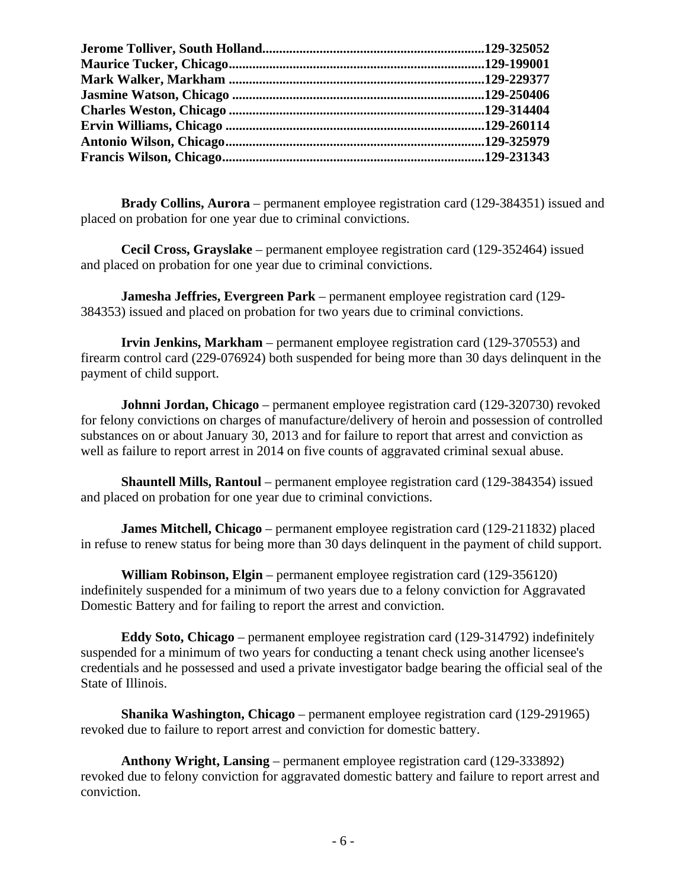**Jerome Tolliver, South Holland.................................................................129-325052**
**Maurice Tucker, Chicago...........................................................................129-199001**
**Mark Walker, Markham ...........................................................................129-229377**
**Jasmine Watson, Chicago ..........................................................................129-250406**
**Charles Weston, Chicago ...........................................................................129-314404**
**Ervin Williams, Chicago ............................................................................129-260114**
**Antonio Wilson, Chicago...........................................................................129-325979**
**Francis Wilson, Chicago............................................................................129-231343**

**Brady Collins, Aurora** – permanent employee registration card (129-384351) issued and placed on probation for one year due to criminal convictions.

**Cecil Cross, Grayslake** – permanent employee registration card (129-352464) issued and placed on probation for one year due to criminal convictions.

**Jamesha Jeffries, Evergreen Park** – permanent employee registration card (129-384353) issued and placed on probation for two years due to criminal convictions.

**Irvin Jenkins, Markham** – permanent employee registration card (129-370553) and firearm control card (229-076924) both suspended for being more than 30 days delinquent in the payment of child support.

**Johnni Jordan, Chicago** – permanent employee registration card (129-320730) revoked for felony convictions on charges of manufacture/delivery of heroin and possession of controlled substances on or about January 30, 2013 and for failure to report that arrest and conviction as well as failure to report arrest in 2014 on five counts of aggravated criminal sexual abuse.

**Shauntell Mills, Rantoul** – permanent employee registration card (129-384354) issued and placed on probation for one year due to criminal convictions.

**James Mitchell, Chicago** – permanent employee registration card (129-211832) placed in refuse to renew status for being more than 30 days delinquent in the payment of child support.

**William Robinson, Elgin** – permanent employee registration card (129-356120) indefinitely suspended for a minimum of two years due to a felony conviction for Aggravated Domestic Battery and for failing to report the arrest and conviction.

**Eddy Soto, Chicago** – permanent employee registration card (129-314792) indefinitely suspended for a minimum of two years for conducting a tenant check using another licensee's credentials and he possessed and used a private investigator badge bearing the official seal of the State of Illinois.

**Shanika Washington, Chicago** – permanent employee registration card (129-291965) revoked due to failure to report arrest and conviction for domestic battery.

**Anthony Wright, Lansing** – permanent employee registration card (129-333892) revoked due to felony conviction for aggravated domestic battery and failure to report arrest and conviction.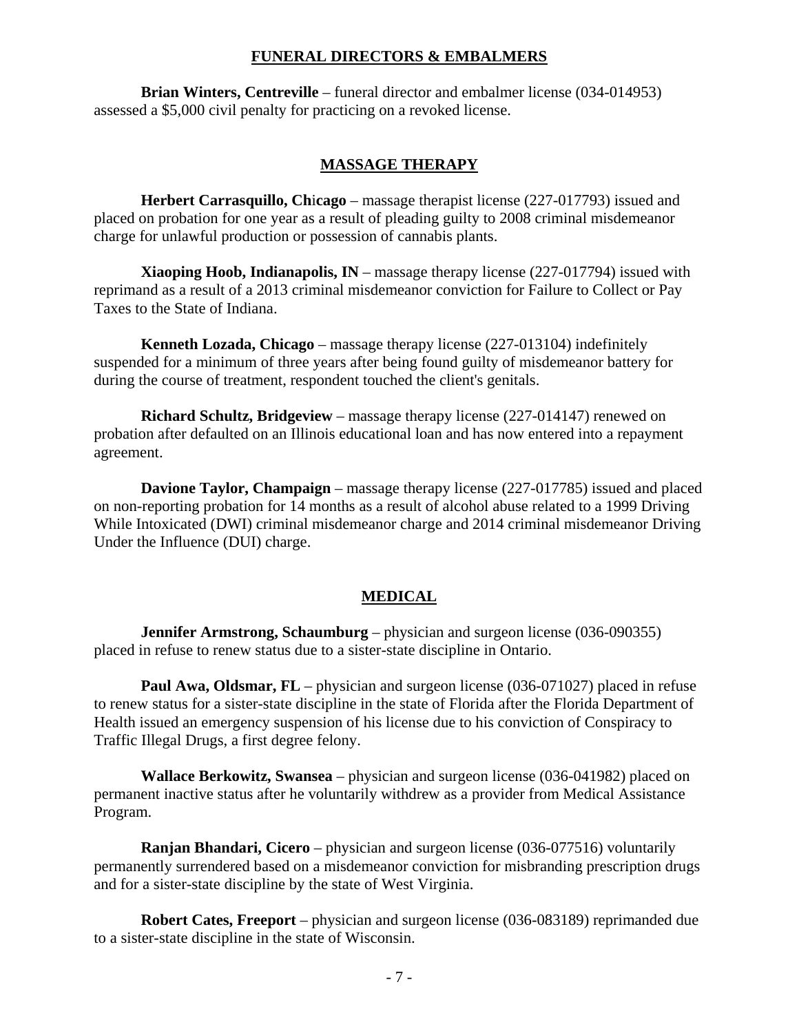## FUNERAL DIRECTORS & EMBALMERS

**Brian Winters, Centreville** – funeral director and embalmer license (034-014953) assessed a $5,000 civil penalty for practicing on a revoked license.

## MASSAGE THERAPY

**Herbert Carrasquillo, Chicago** – massage therapist license (227-017793) issued and placed on probation for one year as a result of pleading guilty to 2008 criminal misdemeanor charge for unlawful production or possession of cannabis plants.

**Xiaoping Hoob, Indianapolis, IN** – massage therapy license (227-017794) issued with reprimand as a result of a 2013 criminal misdemeanor conviction for Failure to Collect or Pay Taxes to the State of Indiana.

**Kenneth Lozada, Chicago** – massage therapy license (227-013104) indefinitely suspended for a minimum of three years after being found guilty of misdemeanor battery for during the course of treatment, respondent touched the client's genitals.

**Richard Schultz, Bridgeview** – massage therapy license (227-014147) renewed on probation after defaulted on an Illinois educational loan and has now entered into a repayment agreement.

**Davione Taylor, Champaign** – massage therapy license (227-017785) issued and placed on non-reporting probation for 14 months as a result of alcohol abuse related to a 1999 Driving While Intoxicated (DWI) criminal misdemeanor charge and 2014 criminal misdemeanor Driving Under the Influence (DUI) charge.

## MEDICAL

**Jennifer Armstrong, Schaumburg** – physician and surgeon license (036-090355) placed in refuse to renew status due to a sister-state discipline in Ontario.

**Paul Awa, Oldsmar, FL** – physician and surgeon license (036-071027) placed in refuse to renew status for a sister-state discipline in the state of Florida after the Florida Department of Health issued an emergency suspension of his license due to his conviction of Conspiracy to Traffic Illegal Drugs, a first degree felony.

**Wallace Berkowitz, Swansea** – physician and surgeon license (036-041982) placed on permanent inactive status after he voluntarily withdrew as a provider from Medical Assistance Program.

**Ranjan Bhandari, Cicero** – physician and surgeon license (036-077516) voluntarily permanently surrendered based on a misdemeanor conviction for misbranding prescription drugs and for a sister-state discipline by the state of West Virginia.

**Robert Cates, Freeport** – physician and surgeon license (036-083189) reprimanded due to a sister-state discipline in the state of Wisconsin.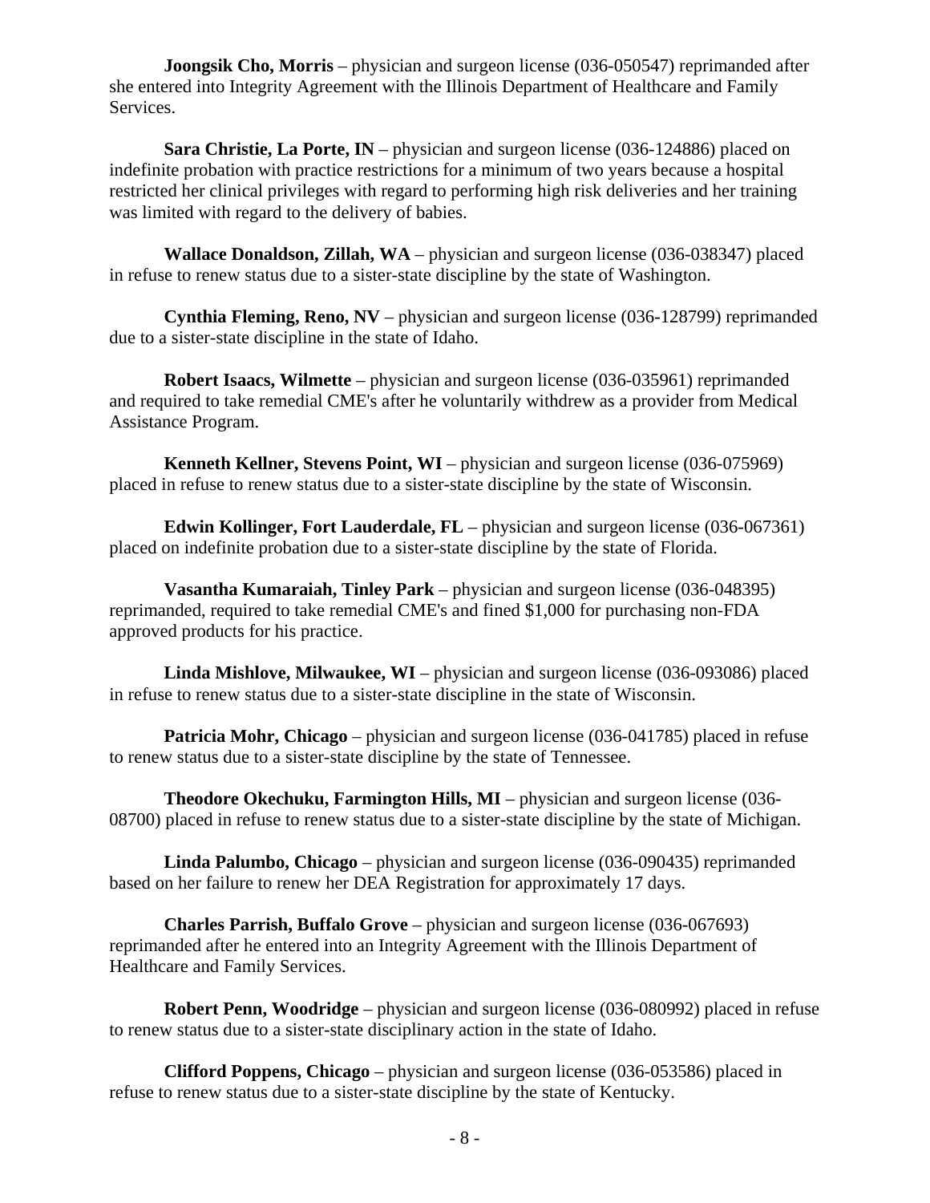**Joongsik Cho, Morris** – physician and surgeon license (036-050547) reprimanded after she entered into Integrity Agreement with the Illinois Department of Healthcare and Family Services.

**Sara Christie, La Porte, IN** – physician and surgeon license (036-124886) placed on indefinite probation with practice restrictions for a minimum of two years because a hospital restricted her clinical privileges with regard to performing high risk deliveries and her training was limited with regard to the delivery of babies.

**Wallace Donaldson, Zillah, WA** – physician and surgeon license (036-038347) placed in refuse to renew status due to a sister-state discipline by the state of Washington.

**Cynthia Fleming, Reno, NV** – physician and surgeon license (036-128799) reprimanded due to a sister-state discipline in the state of Idaho.

**Robert Isaacs, Wilmette** – physician and surgeon license (036-035961) reprimanded and required to take remedial CME's after he voluntarily withdrew as a provider from Medical Assistance Program.

**Kenneth Kellner, Stevens Point, WI** – physician and surgeon license (036-075969) placed in refuse to renew status due to a sister-state discipline by the state of Wisconsin.

**Edwin Kollinger, Fort Lauderdale, FL** – physician and surgeon license (036-067361) placed on indefinite probation due to a sister-state discipline by the state of Florida.

**Vasantha Kumaraiah, Tinley Park** – physician and surgeon license (036-048395) reprimanded, required to take remedial CME's and fined $1,000 for purchasing non-FDA approved products for his practice.

**Linda Mishlove, Milwaukee, WI** – physician and surgeon license (036-093086) placed in refuse to renew status due to a sister-state discipline in the state of Wisconsin.

**Patricia Mohr, Chicago** – physician and surgeon license (036-041785) placed in refuse to renew status due to a sister-state discipline by the state of Tennessee.

**Theodore Okechuku, Farmington Hills, MI** – physician and surgeon license (036-08700) placed in refuse to renew status due to a sister-state discipline by the state of Michigan.

**Linda Palumbo, Chicago** – physician and surgeon license (036-090435) reprimanded based on her failure to renew her DEA Registration for approximately 17 days.

**Charles Parrish, Buffalo Grove** – physician and surgeon license (036-067693) reprimanded after he entered into an Integrity Agreement with the Illinois Department of Healthcare and Family Services.

**Robert Penn, Woodridge** – physician and surgeon license (036-080992) placed in refuse to renew status due to a sister-state disciplinary action in the state of Idaho.

**Clifford Poppens, Chicago** – physician and surgeon license (036-053586) placed in refuse to renew status due to a sister-state discipline by the state of Kentucky.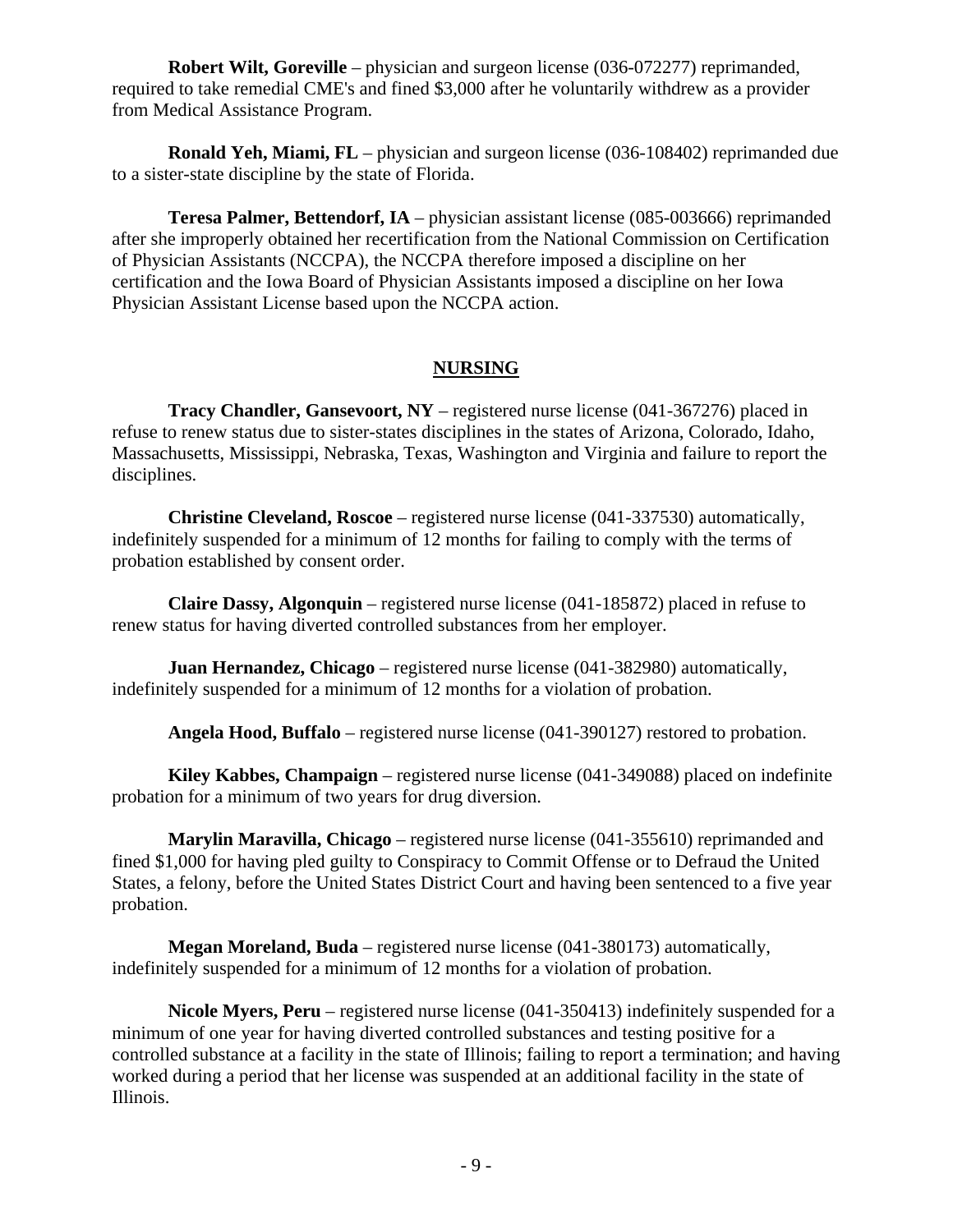**Robert Wilt, Goreville** – physician and surgeon license (036-072277) reprimanded, required to take remedial CME's and fined $3,000 after he voluntarily withdrew as a provider from Medical Assistance Program.

**Ronald Yeh, Miami, FL** – physician and surgeon license (036-108402) reprimanded due to a sister-state discipline by the state of Florida.

**Teresa Palmer, Bettendorf, IA** – physician assistant license (085-003666) reprimanded after she improperly obtained her recertification from the National Commission on Certification of Physician Assistants (NCCPA), the NCCPA therefore imposed a discipline on her certification and the Iowa Board of Physician Assistants imposed a discipline on her Iowa Physician Assistant License based upon the NCCPA action.

## NURSING

**Tracy Chandler, Gansevoort, NY** – registered nurse license (041-367276) placed in refuse to renew status due to sister-states disciplines in the states of Arizona, Colorado, Idaho, Massachusetts, Mississippi, Nebraska, Texas, Washington and Virginia and failure to report the disciplines.

**Christine Cleveland, Roscoe** – registered nurse license (041-337530) automatically, indefinitely suspended for a minimum of 12 months for failing to comply with the terms of probation established by consent order.

**Claire Dassy, Algonquin** – registered nurse license (041-185872) placed in refuse to renew status for having diverted controlled substances from her employer.

**Juan Hernandez, Chicago** – registered nurse license (041-382980) automatically, indefinitely suspended for a minimum of 12 months for a violation of probation.

**Angela Hood, Buffalo** – registered nurse license (041-390127) restored to probation.

**Kiley Kabbes, Champaign** – registered nurse license (041-349088) placed on indefinite probation for a minimum of two years for drug diversion.

**Marylin Maravilla, Chicago** – registered nurse license (041-355610) reprimanded and fined $1,000 for having pled guilty to Conspiracy to Commit Offense or to Defraud the United States, a felony, before the United States District Court and having been sentenced to a five year probation.

**Megan Moreland, Buda** – registered nurse license (041-380173) automatically, indefinitely suspended for a minimum of 12 months for a violation of probation.

**Nicole Myers, Peru** – registered nurse license (041-350413) indefinitely suspended for a minimum of one year for having diverted controlled substances and testing positive for a controlled substance at a facility in the state of Illinois; failing to report a termination; and having worked during a period that her license was suspended at an additional facility in the state of Illinois.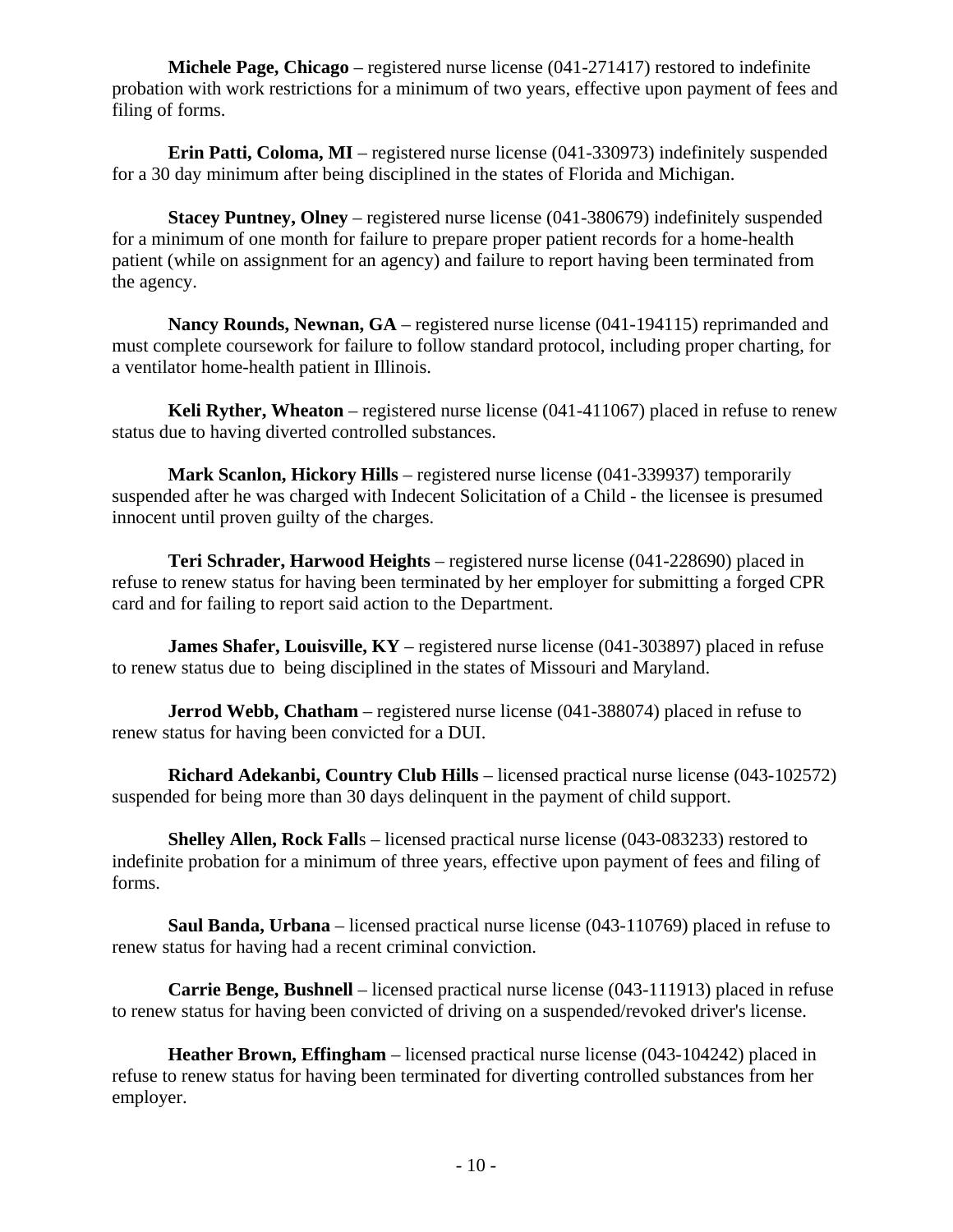**Michele Page, Chicago** – registered nurse license (041-271417) restored to indefinite probation with work restrictions for a minimum of two years, effective upon payment of fees and filing of forms.

**Erin Patti, Coloma, MI** – registered nurse license (041-330973) indefinitely suspended for a 30 day minimum after being disciplined in the states of Florida and Michigan.

**Stacey Puntney, Olney** – registered nurse license (041-380679) indefinitely suspended for a minimum of one month for failure to prepare proper patient records for a home-health patient (while on assignment for an agency) and failure to report having been terminated from the agency.

**Nancy Rounds, Newnan, GA** – registered nurse license (041-194115) reprimanded and must complete coursework for failure to follow standard protocol, including proper charting, for a ventilator home-health patient in Illinois.

**Keli Ryther, Wheaton** – registered nurse license (041-411067) placed in refuse to renew status due to having diverted controlled substances.

**Mark Scanlon, Hickory Hills** – registered nurse license (041-339937) temporarily suspended after he was charged with Indecent Solicitation of a Child - the licensee is presumed innocent until proven guilty of the charges.

**Teri Schrader, Harwood Heights** – registered nurse license (041-228690) placed in refuse to renew status for having been terminated by her employer for submitting a forged CPR card and for failing to report said action to the Department.

**James Shafer, Louisville, KY** – registered nurse license (041-303897) placed in refuse to renew status due to being disciplined in the states of Missouri and Maryland.

**Jerrod Webb, Chatham** – registered nurse license (041-388074) placed in refuse to renew status for having been convicted for a DUI.

**Richard Adekanbi, Country Club Hills** – licensed practical nurse license (043-102572) suspended for being more than 30 days delinquent in the payment of child support.

**Shelley Allen, Rock Falls** – licensed practical nurse license (043-083233) restored to indefinite probation for a minimum of three years, effective upon payment of fees and filing of forms.

**Saul Banda, Urbana** – licensed practical nurse license (043-110769) placed in refuse to renew status for having had a recent criminal conviction.

**Carrie Benge, Bushnell** – licensed practical nurse license (043-111913) placed in refuse to renew status for having been convicted of driving on a suspended/revoked driver's license.

**Heather Brown, Effingham** – licensed practical nurse license (043-104242) placed in refuse to renew status for having been terminated for diverting controlled substances from her employer.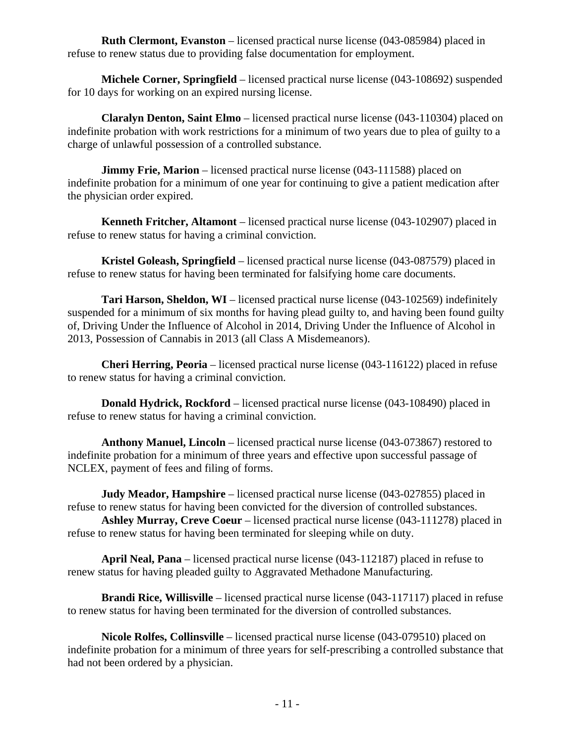**Ruth Clermont, Evanston** – licensed practical nurse license (043-085984) placed in refuse to renew status due to providing false documentation for employment.

**Michele Corner, Springfield** – licensed practical nurse license (043-108692) suspended for 10 days for working on an expired nursing license.

**Claralyn Denton, Saint Elmo** – licensed practical nurse license (043-110304) placed on indefinite probation with work restrictions for a minimum of two years due to plea of guilty to a charge of unlawful possession of a controlled substance.

**Jimmy Frie, Marion** – licensed practical nurse license (043-111588) placed on indefinite probation for a minimum of one year for continuing to give a patient medication after the physician order expired.

**Kenneth Fritcher, Altamont** – licensed practical nurse license (043-102907) placed in refuse to renew status for having a criminal conviction.

**Kristel Goleash, Springfield** – licensed practical nurse license (043-087579) placed in refuse to renew status for having been terminated for falsifying home care documents.

**Tari Harson, Sheldon, WI** – licensed practical nurse license (043-102569) indefinitely suspended for a minimum of six months for having plead guilty to, and having been found guilty of, Driving Under the Influence of Alcohol in 2014, Driving Under the Influence of Alcohol in 2013, Possession of Cannabis in 2013 (all Class A Misdemeanors).

**Cheri Herring, Peoria** – licensed practical nurse license (043-116122) placed in refuse to renew status for having a criminal conviction.

**Donald Hydrick, Rockford** – licensed practical nurse license (043-108490) placed in refuse to renew status for having a criminal conviction.

**Anthony Manuel, Lincoln** – licensed practical nurse license (043-073867) restored to indefinite probation for a minimum of three years and effective upon successful passage of NCLEX, payment of fees and filing of forms.

**Judy Meador, Hampshire** – licensed practical nurse license (043-027855) placed in refuse to renew status for having been convicted for the diversion of controlled substances.

**Ashley Murray, Creve Coeur** – licensed practical nurse license (043-111278) placed in refuse to renew status for having been terminated for sleeping while on duty.

**April Neal, Pana** – licensed practical nurse license (043-112187) placed in refuse to renew status for having pleaded guilty to Aggravated Methadone Manufacturing.

**Brandi Rice, Willisville** – licensed practical nurse license (043-117117) placed in refuse to renew status for having been terminated for the diversion of controlled substances.

**Nicole Rolfes, Collinsville** – licensed practical nurse license (043-079510) placed on indefinite probation for a minimum of three years for self-prescribing a controlled substance that had not been ordered by a physician.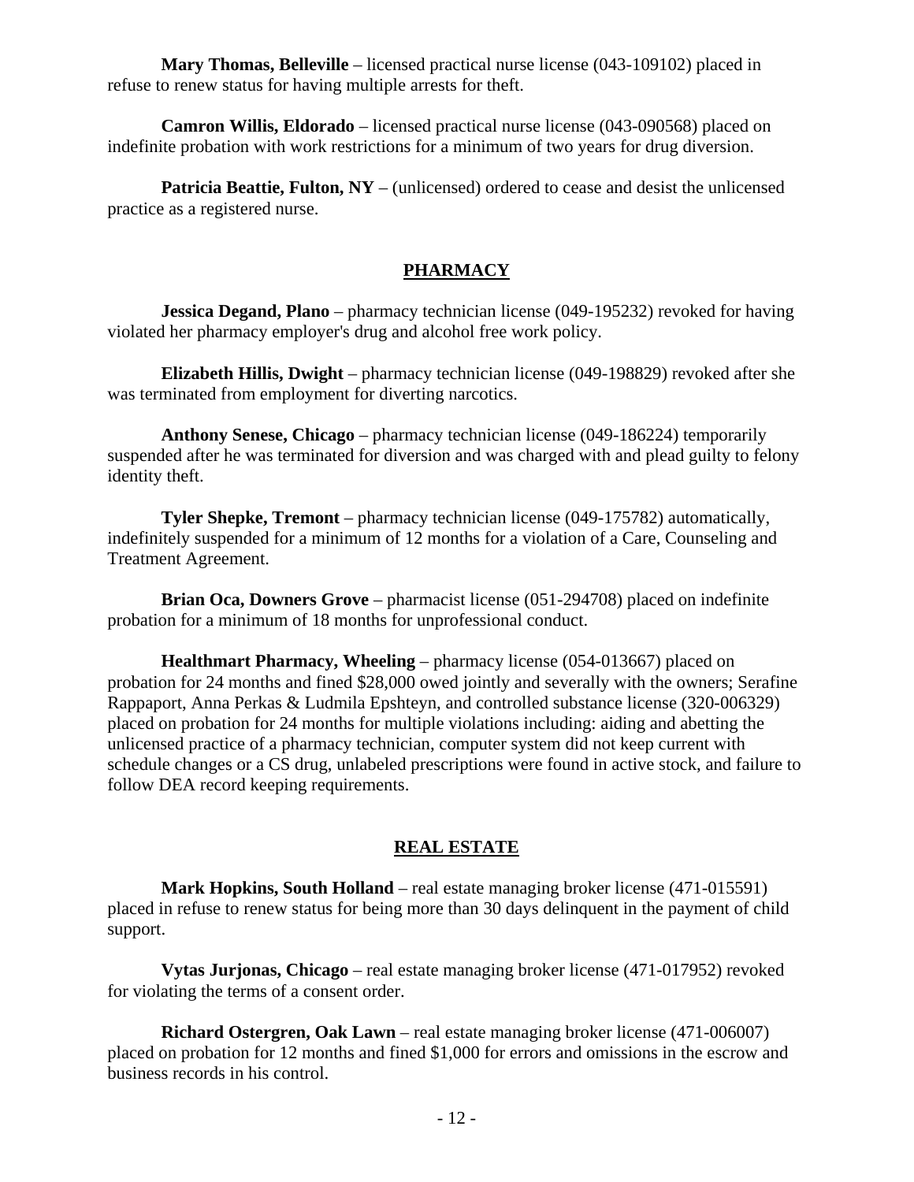**Mary Thomas, Belleville** – licensed practical nurse license (043-109102) placed in refuse to renew status for having multiple arrests for theft.

**Camron Willis, Eldorado** – licensed practical nurse license (043-090568) placed on indefinite probation with work restrictions for a minimum of two years for drug diversion.

**Patricia Beattie, Fulton, NY** – (unlicensed) ordered to cease and desist the unlicensed practice as a registered nurse.

## PHARMACY

**Jessica Degand, Plano** – pharmacy technician license (049-195232) revoked for having violated her pharmacy employer's drug and alcohol free work policy.

**Elizabeth Hillis, Dwight** – pharmacy technician license (049-198829) revoked after she was terminated from employment for diverting narcotics.

**Anthony Senese, Chicago** – pharmacy technician license (049-186224) temporarily suspended after he was terminated for diversion and was charged with and plead guilty to felony identity theft.

**Tyler Shepke, Tremont** – pharmacy technician license (049-175782) automatically, indefinitely suspended for a minimum of 12 months for a violation of a Care, Counseling and Treatment Agreement.

**Brian Oca, Downers Grove** – pharmacist license (051-294708) placed on indefinite probation for a minimum of 18 months for unprofessional conduct.

**Healthmart Pharmacy, Wheeling** – pharmacy license (054-013667) placed on probation for 24 months and fined $28,000 owed jointly and severally with the owners; Serafine Rappaport, Anna Perkas & Ludmila Epshteyn, and controlled substance license (320-006329) placed on probation for 24 months for multiple violations including: aiding and abetting the unlicensed practice of a pharmacy technician, computer system did not keep current with schedule changes or a CS drug, unlabeled prescriptions were found in active stock, and failure to follow DEA record keeping requirements.

## REAL ESTATE

**Mark Hopkins, South Holland** – real estate managing broker license (471-015591) placed in refuse to renew status for being more than 30 days delinquent in the payment of child support.

**Vytas Jurjonas, Chicago** – real estate managing broker license (471-017952) revoked for violating the terms of a consent order.

**Richard Ostergren, Oak Lawn** – real estate managing broker license (471-006007) placed on probation for 12 months and fined $1,000 for errors and omissions in the escrow and business records in his control.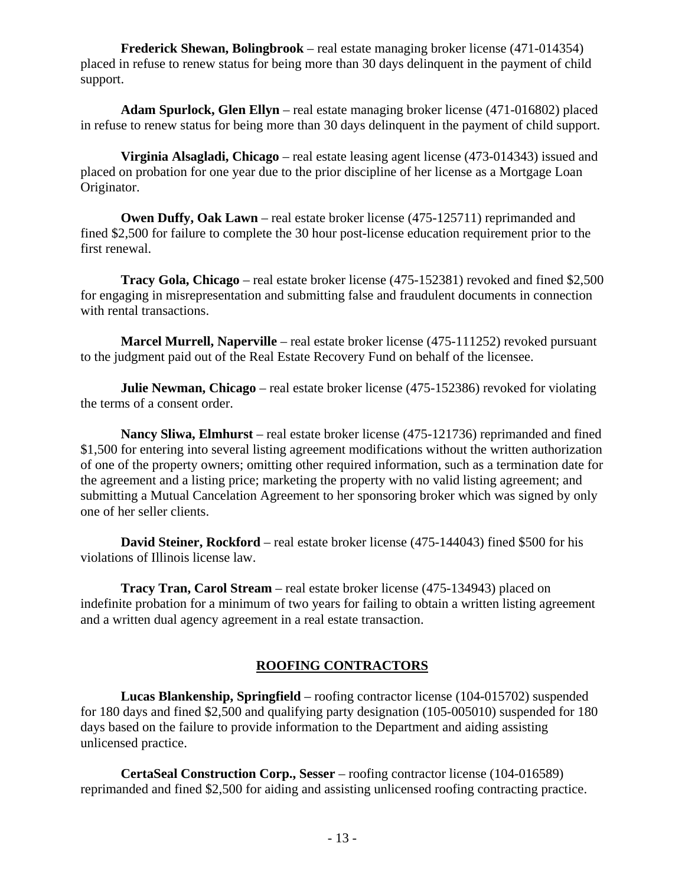**Frederick Shewan, Bolingbrook** – real estate managing broker license (471-014354) placed in refuse to renew status for being more than 30 days delinquent in the payment of child support.

**Adam Spurlock, Glen Ellyn** – real estate managing broker license (471-016802) placed in refuse to renew status for being more than 30 days delinquent in the payment of child support.

**Virginia Alsagladi, Chicago** – real estate leasing agent license (473-014343) issued and placed on probation for one year due to the prior discipline of her license as a Mortgage Loan Originator.

**Owen Duffy, Oak Lawn** – real estate broker license (475-125711) reprimanded and fined $2,500 for failure to complete the 30 hour post-license education requirement prior to the first renewal.

**Tracy Gola, Chicago** – real estate broker license (475-152381) revoked and fined $2,500 for engaging in misrepresentation and submitting false and fraudulent documents in connection with rental transactions.

**Marcel Murrell, Naperville** – real estate broker license (475-111252) revoked pursuant to the judgment paid out of the Real Estate Recovery Fund on behalf of the licensee.

**Julie Newman, Chicago** – real estate broker license (475-152386) revoked for violating the terms of a consent order.

**Nancy Sliwa, Elmhurst** – real estate broker license (475-121736) reprimanded and fined $1,500 for entering into several listing agreement modifications without the written authorization of one of the property owners; omitting other required information, such as a termination date for the agreement and a listing price; marketing the property with no valid listing agreement; and submitting a Mutual Cancelation Agreement to her sponsoring broker which was signed by only one of her seller clients.

**David Steiner, Rockford** – real estate broker license (475-144043) fined $500 for his violations of Illinois license law.

**Tracy Tran, Carol Stream** – real estate broker license (475-134943) placed on indefinite probation for a minimum of two years for failing to obtain a written listing agreement and a written dual agency agreement in a real estate transaction.

## ROOFING CONTRACTORS

**Lucas Blankenship, Springfield** – roofing contractor license (104-015702) suspended for 180 days and fined $2,500 and qualifying party designation (105-005010) suspended for 180 days based on the failure to provide information to the Department and aiding assisting unlicensed practice.

**CertaSeal Construction Corp., Sesser** – roofing contractor license (104-016589) reprimanded and fined $2,500 for aiding and assisting unlicensed roofing contracting practice.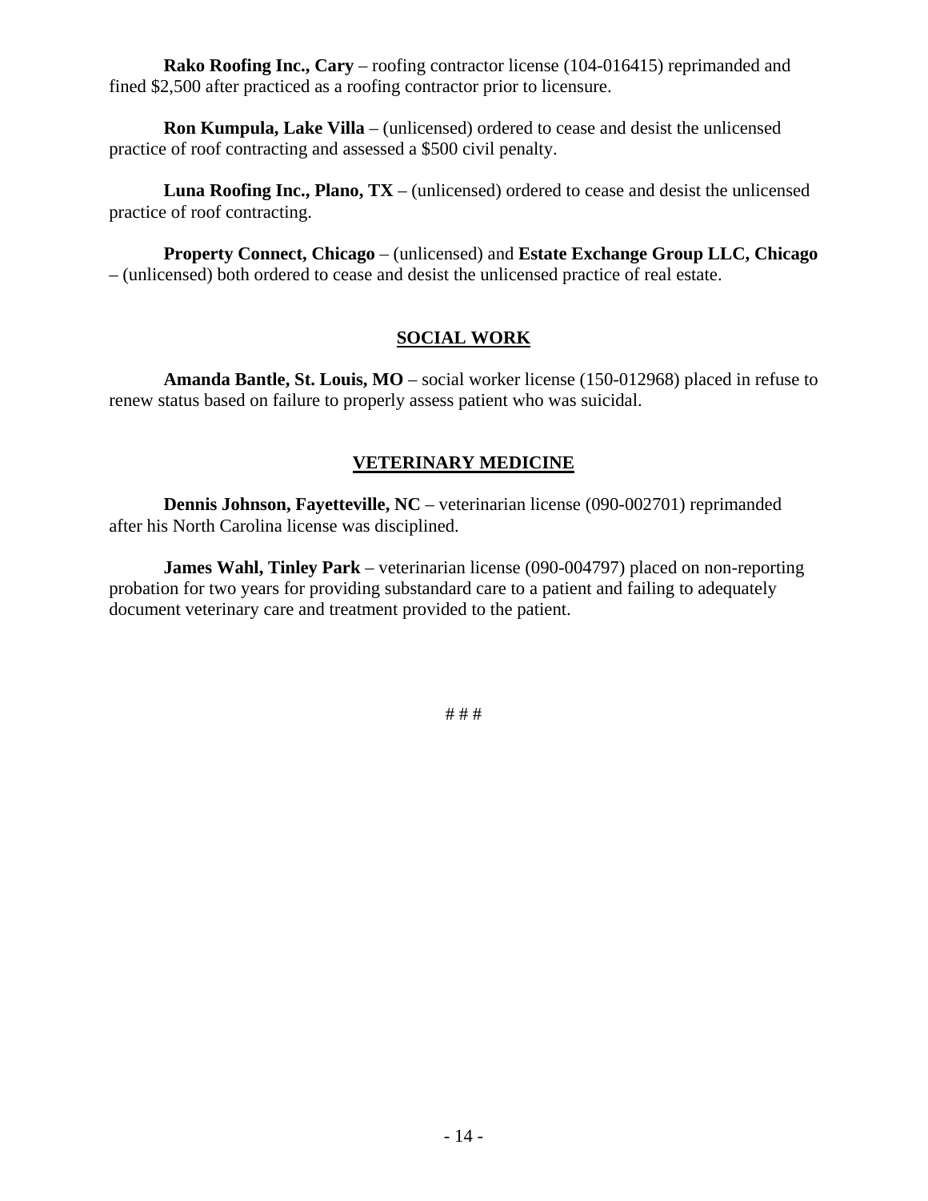**Rako Roofing Inc., Cary** – roofing contractor license (104-016415) reprimanded and fined $2,500 after practiced as a roofing contractor prior to licensure.

**Ron Kumpula, Lake Villa** – (unlicensed) ordered to cease and desist the unlicensed practice of roof contracting and assessed a $500 civil penalty.

**Luna Roofing Inc., Plano, TX** – (unlicensed) ordered to cease and desist the unlicensed practice of roof contracting.

**Property Connect, Chicago** – (unlicensed) and **Estate Exchange Group LLC, Chicago** – (unlicensed) both ordered to cease and desist the unlicensed practice of real estate.

## SOCIAL WORK

**Amanda Bantle, St. Louis, MO** – social worker license (150-012968) placed in refuse to renew status based on failure to properly assess patient who was suicidal.

## VETERINARY MEDICINE

**Dennis Johnson, Fayetteville, NC** – veterinarian license (090-002701) reprimanded after his North Carolina license was disciplined.

**James Wahl, Tinley Park** – veterinarian license (090-004797) placed on non-reporting probation for two years for providing substandard care to a patient and failing to adequately document veterinary care and treatment provided to the patient.

# # #